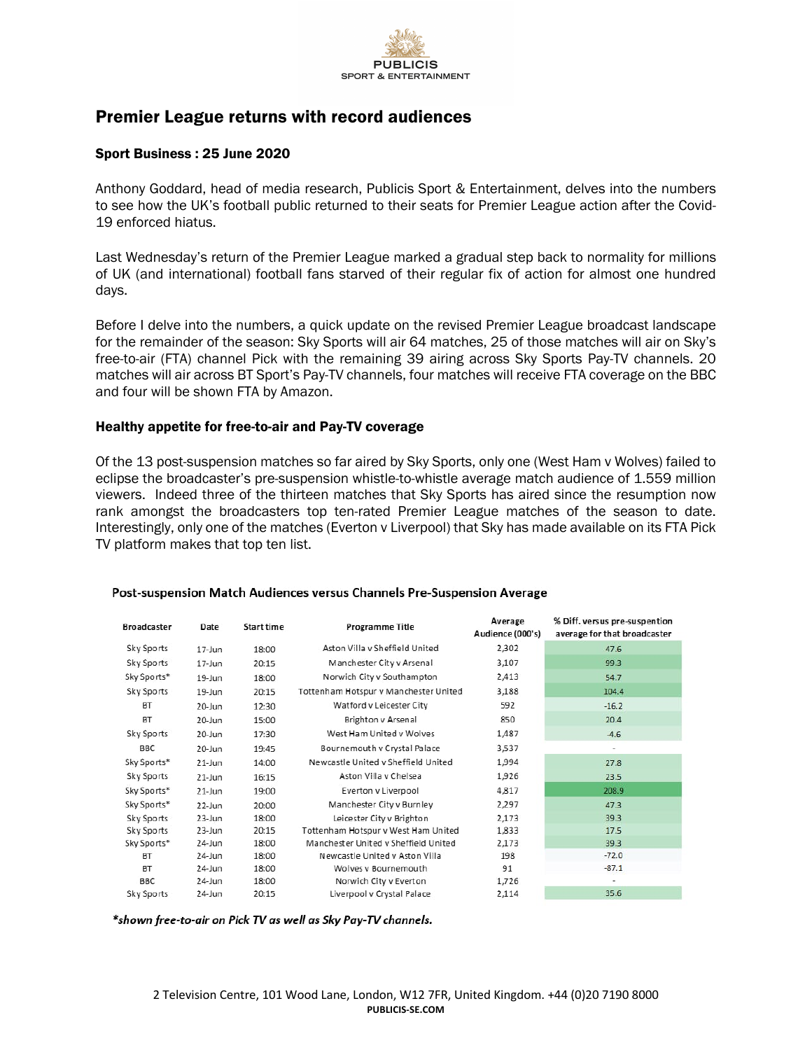PUBLICIS
SPORT & ENTERTAINMENT

# Premier League returns with record audiences

**Sport Business : 25 June 2020**

Anthony Goddard, head of media research, Publicis Sport & Entertainment, delves into the numbers to see how the UK's football public returned to their seats for Premier League action after the Covid-19 enforced hiatus.

Last Wednesday's return of the Premier League marked a gradual step back to normality for millions of UK (and international) football fans starved of their regular fix of action for almost one hundred days.

Before I delve into the numbers, a quick update on the revised Premier League broadcast landscape for the remainder of the season: Sky Sports will air 64 matches, 25 of those matches will air on Sky's free-to-air (FTA) channel Pick with the remaining 39 airing across Sky Sports Pay-TV channels. 20 matches will air across BT Sport's Pay-TV channels, four matches will receive FTA coverage on the BBC and four will be shown FTA by Amazon.

## Healthy appetite for free-to-air and Pay-TV coverage

Of the 13 post-suspension matches so far aired by Sky Sports, only one (West Ham v Wolves) failed to eclipse the broadcaster's pre-suspension whistle-to-whistle average match audience of 1.559 million viewers. Indeed three of the thirteen matches that Sky Sports has aired since the resumption now rank amongst the broadcasters top ten-rated Premier League matches of the season to date. Interestingly, only one of the matches (Everton v Liverpool) that Sky has made available on its FTA Pick TV platform makes that top ten list.

**Post-suspension Match Audiences versus Channels Pre-Suspension Average**

| Broadcaster | Date | Start time | Programme Title | Average Audience (000's) | % Diff. versus pre-suspention average for that broadcaster |
|---|---|---|---|---|---|
| Sky Sports | 17-Jun | 18:00 | Aston Villa v Sheffield United | 2,302 | 47.6 |
| Sky Sports | 17-Jun | 20:15 | Manchester City v Arsenal | 3,107 | 99.3 |
| Sky Sports* | 19-Jun | 18:00 | Norwich City v Southampton | 2,413 | 54.7 |
| Sky Sports | 19-Jun | 20:15 | Tottenham Hotspur v Manchester United | 3,188 | 104.4 |
| BT | 20-Jun | 12:30 | Watford v Leicester City | 592 | -16.2 |
| BT | 20-Jun | 15:00 | Brighton v Arsenal | 850 | 20.4 |
| Sky Sports | 20-Jun | 17:30 | West Ham United v Wolves | 1,487 | -4.6 |
| BBC | 20-Jun | 19:45 | Bournemouth v Crystal Palace | 3,537 | - |
| Sky Sports* | 21-Jun | 14:00 | Newcastle United v Sheffield United | 1,994 | 27.8 |
| Sky Sports | 21-Jun | 16:15 | Aston Villa v Chelsea | 1,926 | 23.5 |
| Sky Sports* | 21-Jun | 19:00 | Everton v Liverpool | 4,817 | 208.9 |
| Sky Sports* | 22-Jun | 20:00 | Manchester City v Burnley | 2,297 | 47.3 |
| Sky Sports | 23-Jun | 18:00 | Leicester City v Brighton | 2,173 | 39.3 |
| Sky Sports | 23-Jun | 20:15 | Tottenham Hotspur v West Ham United | 1,833 | 17.5 |
| Sky Sports* | 24-Jun | 18:00 | Manchester United v Sheffield United | 2,173 | 39.3 |
| BT | 24-Jun | 18:00 | Newcastle United v Aston Villa | 198 | -72.0 |
| BT | 24-Jun | 18:00 | Wolves v Bournemouth | 91 | -87.1 |
| BBC | 24-Jun | 18:00 | Norwich City v Everton | 1,726 | - |
| Sky Sports | 24-Jun | 20:15 | Liverpool v Crystal Palace | 2,114 | 35.6 |

*\*shown free-to-air on Pick TV as well as Sky Pay-TV channels.*

2 Television Centre, 101 Wood Lane, London, W12 7FR, United Kingdom. +44 (0)20 7190 8000
**PUBLICIS-SE.COM**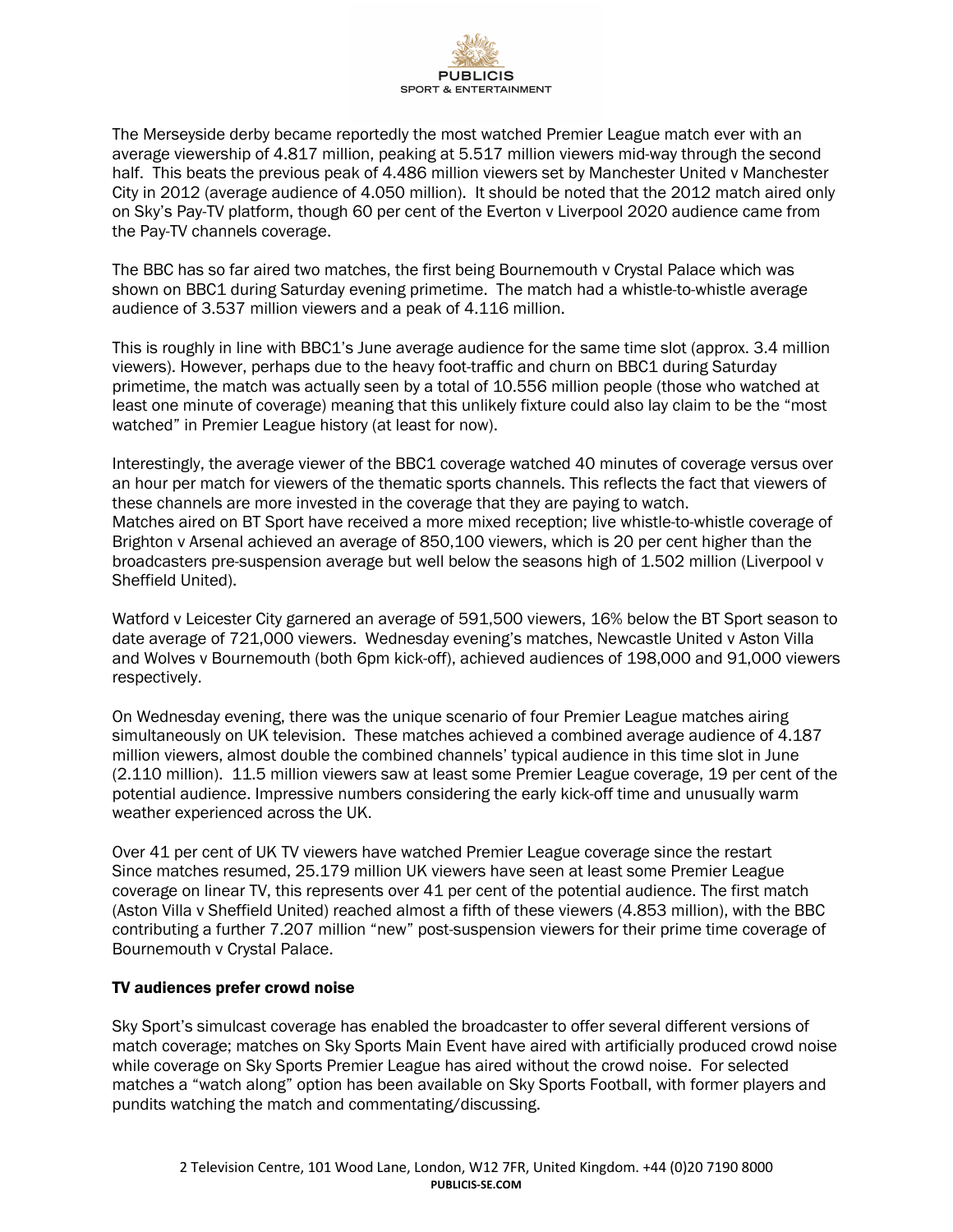The Merseyside derby became reportedly the most watched Premier League match ever with an average viewership of 4.817 million, peaking at 5.517 million viewers mid-way through the second half. This beats the previous peak of 4.486 million viewers set by Manchester United v Manchester City in 2012 (average audience of 4.050 million). It should be noted that the 2012 match aired only on Sky's Pay-TV platform, though 60 per cent of the Everton v Liverpool 2020 audience came from the Pay-TV channels coverage.

The BBC has so far aired two matches, the first being Bournemouth v Crystal Palace which was shown on BBC1 during Saturday evening primetime. The match had a whistle-to-whistle average audience of 3.537 million viewers and a peak of 4.116 million.

This is roughly in line with BBC1's June average audience for the same time slot (approx. 3.4 million viewers). However, perhaps due to the heavy foot-traffic and churn on BBC1 during Saturday primetime, the match was actually seen by a total of 10.556 million people (those who watched at least one minute of coverage) meaning that this unlikely fixture could also lay claim to be the "most watched" in Premier League history (at least for now).

Interestingly, the average viewer of the BBC1 coverage watched 40 minutes of coverage versus over an hour per match for viewers of the thematic sports channels. This reflects the fact that viewers of these channels are more invested in the coverage that they are paying to watch.
Matches aired on BT Sport have received a more mixed reception; live whistle-to-whistle coverage of Brighton v Arsenal achieved an average of 850,100 viewers, which is 20 per cent higher than the broadcasters pre-suspension average but well below the seasons high of 1.502 million (Liverpool v Sheffield United).

Watford v Leicester City garnered an average of 591,500 viewers, 16% below the BT Sport season to date average of 721,000 viewers. Wednesday evening's matches, Newcastle United v Aston Villa and Wolves v Bournemouth (both 6pm kick-off), achieved audiences of 198,000 and 91,000 viewers respectively.

On Wednesday evening, there was the unique scenario of four Premier League matches airing simultaneously on UK television. These matches achieved a combined average audience of 4.187 million viewers, almost double the combined channels' typical audience in this time slot in June (2.110 million). 11.5 million viewers saw at least some Premier League coverage, 19 per cent of the potential audience. Impressive numbers considering the early kick-off time and unusually warm weather experienced across the UK.

Over 41 per cent of UK TV viewers have watched Premier League coverage since the restart
Since matches resumed, 25.179 million UK viewers have seen at least some Premier League coverage on linear TV, this represents over 41 per cent of the potential audience. The first match (Aston Villa v Sheffield United) reached almost a fifth of these viewers (4.853 million), with the BBC contributing a further 7.207 million "new" post-suspension viewers for their prime time coverage of Bournemouth v Crystal Palace.

## TV audiences prefer crowd noise

Sky Sport's simulcast coverage has enabled the broadcaster to offer several different versions of match coverage; matches on Sky Sports Main Event have aired with artificially produced crowd noise while coverage on Sky Sports Premier League has aired without the crowd noise. For selected matches a "watch along" option has been available on Sky Sports Football, with former players and pundits watching the match and commenting/discussing.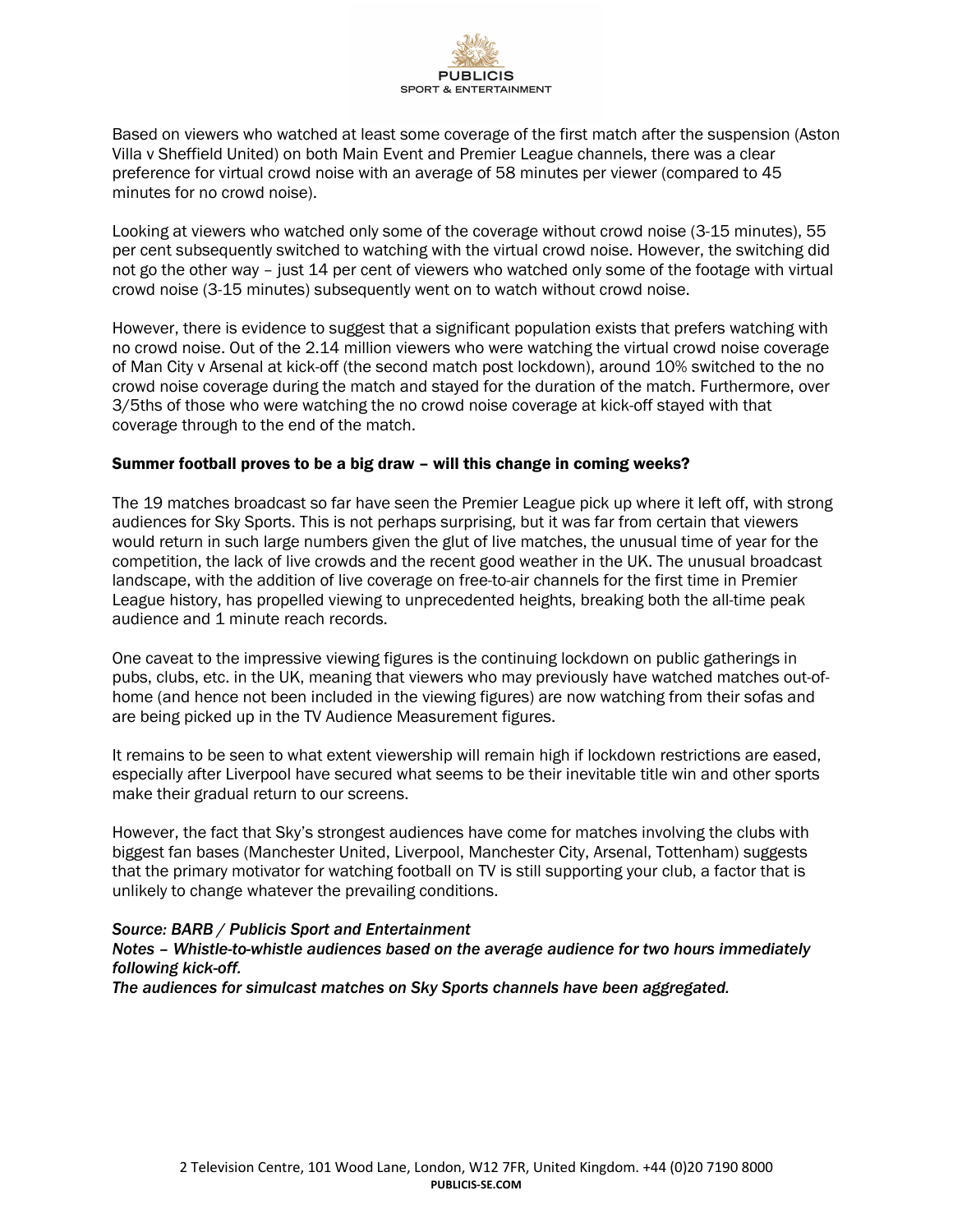Based on viewers who watched at least some coverage of the first match after the suspension (Aston Villa v Sheffield United) on both Main Event and Premier League channels, there was a clear preference for virtual crowd noise with an average of 58 minutes per viewer (compared to 45 minutes for no crowd noise).

Looking at viewers who watched only some of the coverage without crowd noise (3-15 minutes), 55 per cent subsequently switched to watching with the virtual crowd noise. However, the switching did not go the other way – just 14 per cent of viewers who watched only some of the footage with virtual crowd noise (3-15 minutes) subsequently went on to watch without crowd noise.

However, there is evidence to suggest that a significant population exists that prefers watching with no crowd noise. Out of the 2.14 million viewers who were watching the virtual crowd noise coverage of Man City v Arsenal at kick-off (the second match post lockdown), around 10% switched to the no crowd noise coverage during the match and stayed for the duration of the match. Furthermore, over 3/5ths of those who were watching the no crowd noise coverage at kick-off stayed with that coverage through to the end of the match.

**Summer football proves to be a big draw – will this change in coming weeks?**

The 19 matches broadcast so far have seen the Premier League pick up where it left off, with strong audiences for Sky Sports. This is not perhaps surprising, but it was far from certain that viewers would return in such large numbers given the glut of live matches, the unusual time of year for the competition, the lack of live crowds and the recent good weather in the UK. The unusual broadcast landscape, with the addition of live coverage on free-to-air channels for the first time in Premier League history, has propelled viewing to unprecedented heights, breaking both the all-time peak audience and 1 minute reach records.

One caveat to the impressive viewing figures is the continuing lockdown on public gatherings in pubs, clubs, etc. in the UK, meaning that viewers who may previously have watched matches out-of-home (and hence not been included in the viewing figures) are now watching from their sofas and are being picked up in the TV Audience Measurement figures.

It remains to be seen to what extent viewership will remain high if lockdown restrictions are eased, especially after Liverpool have secured what seems to be their inevitable title win and other sports make their gradual return to our screens.

However, the fact that Sky's strongest audiences have come for matches involving the clubs with biggest fan bases (Manchester United, Liverpool, Manchester City, Arsenal, Tottenham) suggests that the primary motivator for watching football on TV is still supporting your club, a factor that is unlikely to change whatever the prevailing conditions.

***Source: BARB / Publicis Sport and Entertainment***
***Notes – Whistle-to-whistle audiences based on the average audience for two hours immediately following kick-off.***
***The audiences for simulcast matches on Sky Sports channels have been aggregated.***